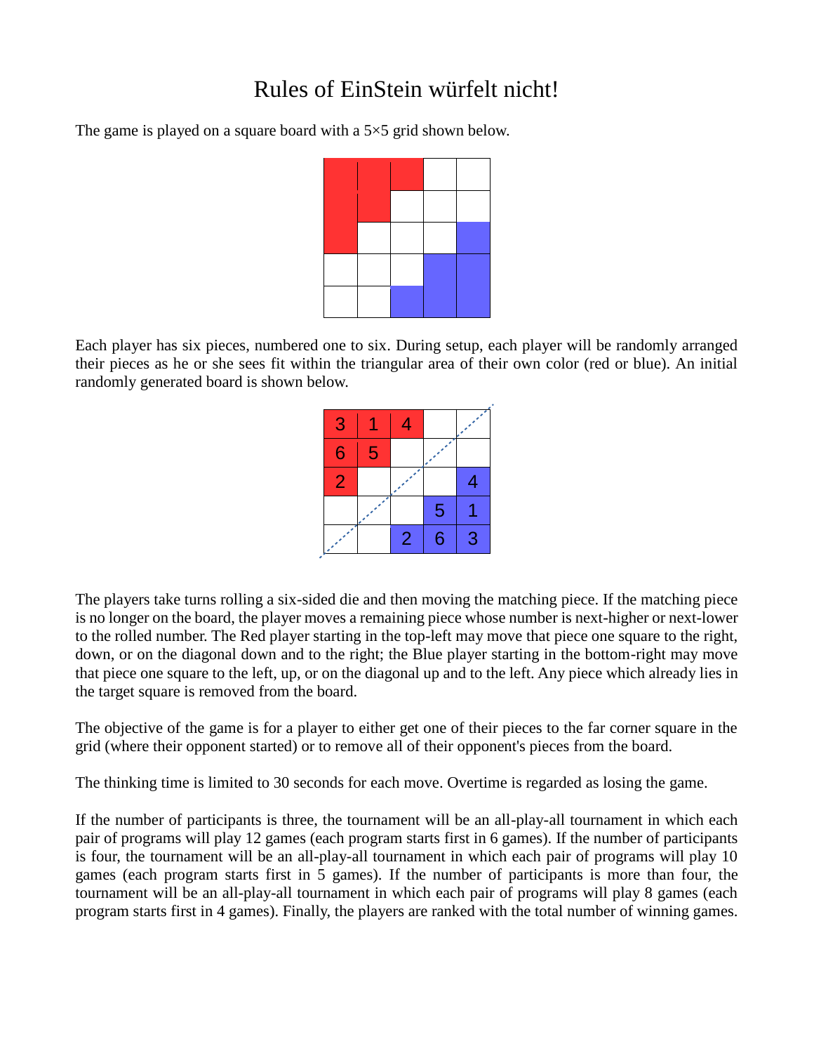# Rules of EinStein würfelt nicht!

The game is played on a square board with a 5×5 grid shown below.

Each player has six pieces, numbered one to six. During setup, each player will be randomly arranged their pieces as he or she sees fit within the triangular area of their own color (red or blue). An initial randomly generated board is shown below.

| | | | | |
|---|---|---|---|---|
| 3 | 1 | 4 | | |
| 6 | 5 | | | |
| 2 | | | | 4 |
| | | | 5 | 1 |
| | | 2 | 6 | 3 |

The players take turns rolling a six-sided die and then moving the matching piece. If the matching piece is no longer on the board, the player moves a remaining piece whose number is next-higher or next-lower to the rolled number. The Red player starting in the top-left may move that piece one square to the right, down, or on the diagonal down and to the right; the Blue player starting in the bottom-right may move that piece one square to the left, up, or on the diagonal up and to the left. Any piece which already lies in the target square is removed from the board.

The objective of the game is for a player to either get one of their pieces to the far corner square in the grid (where their opponent started) or to remove all of their opponent's pieces from the board.

The thinking time is limited to 30 seconds for each move. Overtime is regarded as losing the game.

If the number of participants is three, the tournament will be an all-play-all tournament in which each pair of programs will play 12 games (each program starts first in 6 games). If the number of participants is four, the tournament will be an all-play-all tournament in which each pair of programs will play 10 games (each program starts first in 5 games). If the number of participants is more than four, the tournament will be an all-play-all tournament in which each pair of programs will play 8 games (each program starts first in 4 games). Finally, the players are ranked with the total number of winning games.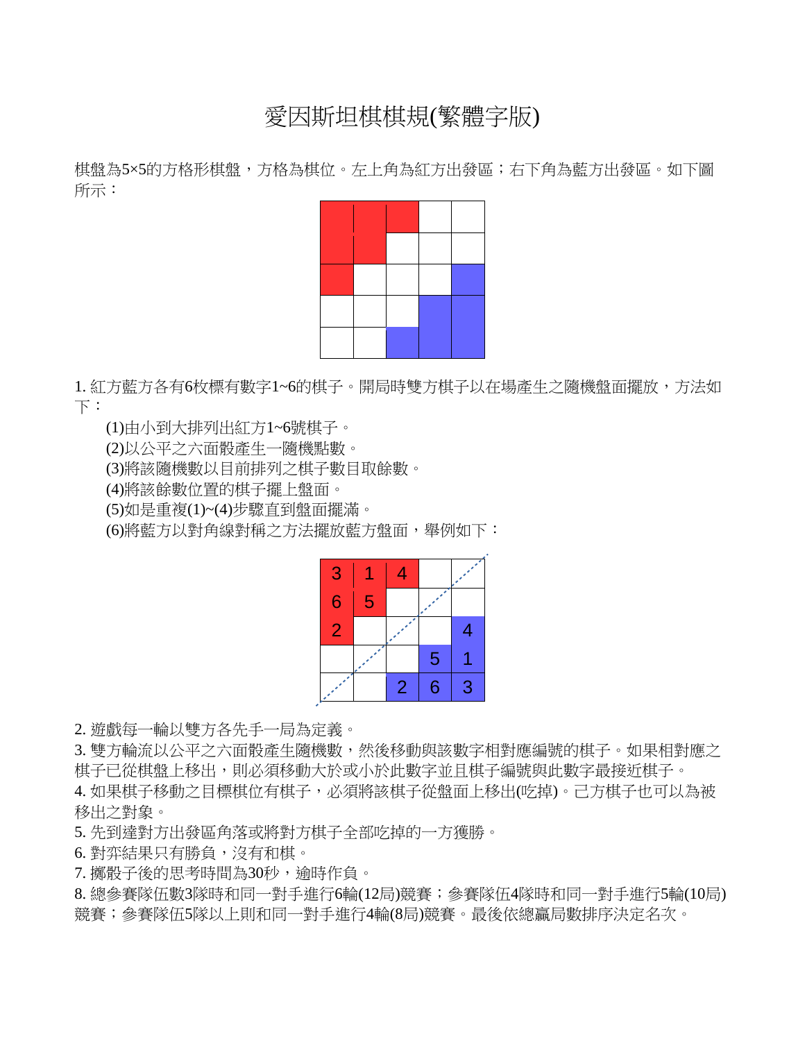# 愛因斯坦棋棋規(繁體字版)

棋盤為5×5的方格形棋盤，方格為棋位。左上角為紅方出發區；右下角為藍方出發區。如下圖所示：

1. 紅方藍方各有6枚標有數字1~6的棋子。開局時雙方棋子以在場產生之隨機盤面擺放，方法如下：

   (1)由小到大排列出紅方1~6號棋子。

   (2)以公平之六面骰產生一隨機點數。

   (3)將該隨機數以目前排列之棋子數目取餘數。

   (4)將該餘數位置的棋子擺上盤面。

   (5)如是重複(1)~(4)步驟直到盤面擺滿。

   (6)將藍方以對角線對稱之方法擺放藍方盤面，舉例如下：

| 3 | 1 | 4 |   |   |
|---|---|---|---|---|
| 6 | 5 |   |   |   |
| 2 |   |   |   | 4 |
|   |   |   | 5 | 1 |
|   |   | 2 | 6 | 3 |

2. 遊戲每一輪以雙方各先手一局為定義。
3. 雙方輪流以公平之六面骰產生隨機數，然後移動與該數字相對應編號的棋子。如果相對應之棋子已從棋盤上移出，則必須移動大於或小於此數字並且棋子編號與此數字最接近棋子。
4. 如果棋子移動之目標棋位有棋子，必須將該棋子從盤面上移出(吃掉)。己方棋子也可以為被移出之對象。
5. 先到達對方出發區角落或將對方棋子全部吃掉的一方獲勝。
6. 對弈結果只有勝負，沒有和棋。
7. 擲骰子後的思考時間為30秒，逾時作負。
8. 總參賽隊伍數3隊時和同一對手進行6輪(12局)競賽；參賽隊伍4隊時和同一對手進行5輪(10局)競賽；參賽隊伍5隊以上則和同一對手進行4輪(8局)競賽。最後依總贏局數排序決定名次。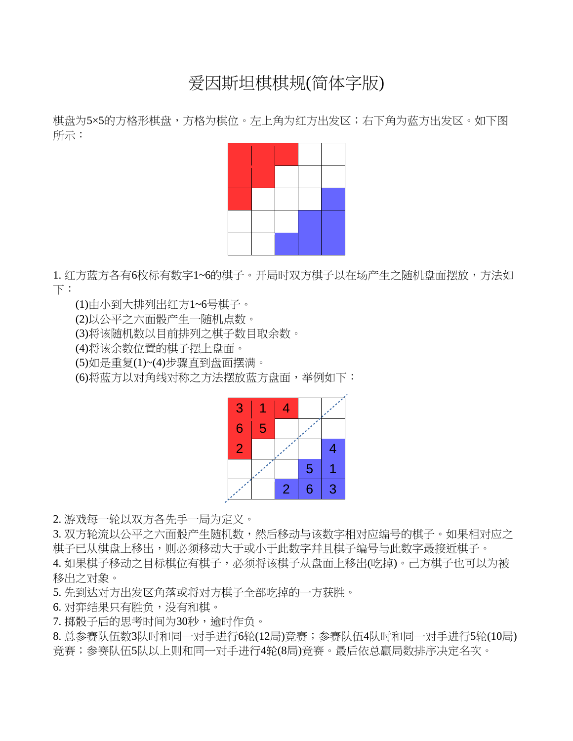# 爱因斯坦棋棋规(简体字版)

棋盘为5×5的方格形棋盘，方格为棋位。左上角为红方出发区；右下角为蓝方出发区。如下图所示：

1. 红方蓝方各有6枚标有数字1~6的棋子。开局时双方棋子以在场产生之随机盘面摆放，方法如下：

    (1)由小到大排列出红方1~6号棋子。

    (2)以公平之六面骰产生一随机点数。

    (3)将该随机数以目前排列之棋子数目取余数。

    (4)将该余数位置的棋子摆上盘面。

    (5)如是重复(1)~(4)步骤直到盘面摆满。

    (6)将蓝方以对角线对称之方法摆放蓝方盘面，举例如下：

| | | | | |
|---|---|---|---|---|
| 3 | 1 | 4 | | |
| 6 | 5 | | | |
| 2 | | | | 4 |
| | | | 5 | 1 |
| | | 2 | 6 | 3 |

2. 游戏每一轮以双方各先手一局为定义。
3. 双方轮流以公平之六面骰产生随机数，然后移动与该数字相对应编号的棋子。如果相对应之棋子已从棋盘上移出，则必须移动大于或小于此数字并且棋子编号与此数字最接近棋子。
4. 如果棋子移动之目标棋位有棋子，必须将该棋子从盘面上移出(吃掉)。己方棋子也可以为被移出之对象。
5. 先到达对方出发区角落或将对方棋子全部吃掉的一方获胜。
6. 对弈结果只有胜负，没有和棋。
7. 掷骰子后的思考时间为30秒，逾时作负。
8. 总参赛队伍数3队时和同一对手进行6轮(12局)竞赛；参赛队伍4队时和同一对手进行5轮(10局)竞赛；参赛队伍5队以上则和同一对手进行4轮(8局)竞赛。最后依总赢局数排序决定名次。